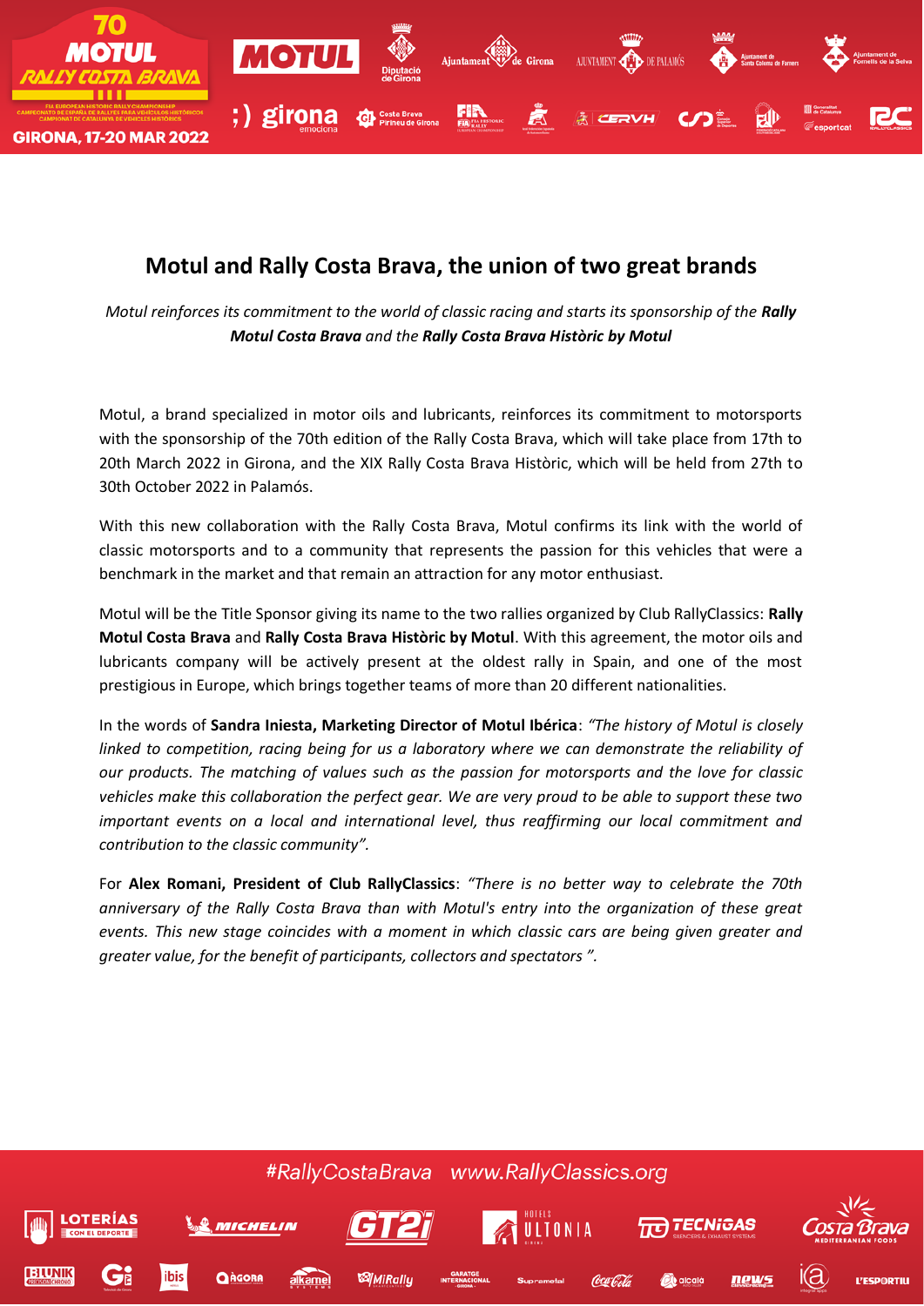# Motul and Rally Costa Brava, the union of two great brands

*Motul reinforces its commitment to the world of classic racing and starts its sponsorship of the* ***Rally Motul Costa Brava*** *and the* ***Rally Costa Brava Històric by Motul***

Motul, a brand specialized in motor oils and lubricants, reinforces its commitment to motorsports with the sponsorship of the 70th edition of the Rally Costa Brava, which will take place from 17th to 20th March 2022 in Girona, and the XIX Rally Costa Brava Històric, which will be held from 27th to 30th October 2022 in Palamós.

With this new collaboration with the Rally Costa Brava, Motul confirms its link with the world of classic motorsports and to a community that represents the passion for this vehicles that were a benchmark in the market and that remain an attraction for any motor enthusiast.

Motul will be the Title Sponsor giving its name to the two rallies organized by Club RallyClassics: **Rally Motul Costa Brava** and **Rally Costa Brava Històric by Motul**. With this agreement, the motor oils and lubricants company will be actively present at the oldest rally in Spain, and one of the most prestigious in Europe, which brings together teams of more than 20 different nationalities.

In the words of **Sandra Iniesta, Marketing Director of Motul Ibérica**: *"The history of Motul is closely linked to competition, racing being for us a laboratory where we can demonstrate the reliability of our products. The matching of values such as the passion for motorsports and the love for classic vehicles make this collaboration the perfect gear. We are very proud to be able to support these two important events on a local and international level, thus reaffirming our local commitment and contribution to the classic community".*

For **Alex Romani, President of Club RallyClassics**: *"There is no better way to celebrate the 70th anniversary of the Rally Costa Brava than with Motul's entry into the organization of these great events. This new stage coincides with a moment in which classic cars are being given greater and greater value, for the benefit of participants, collectors and spectators ".*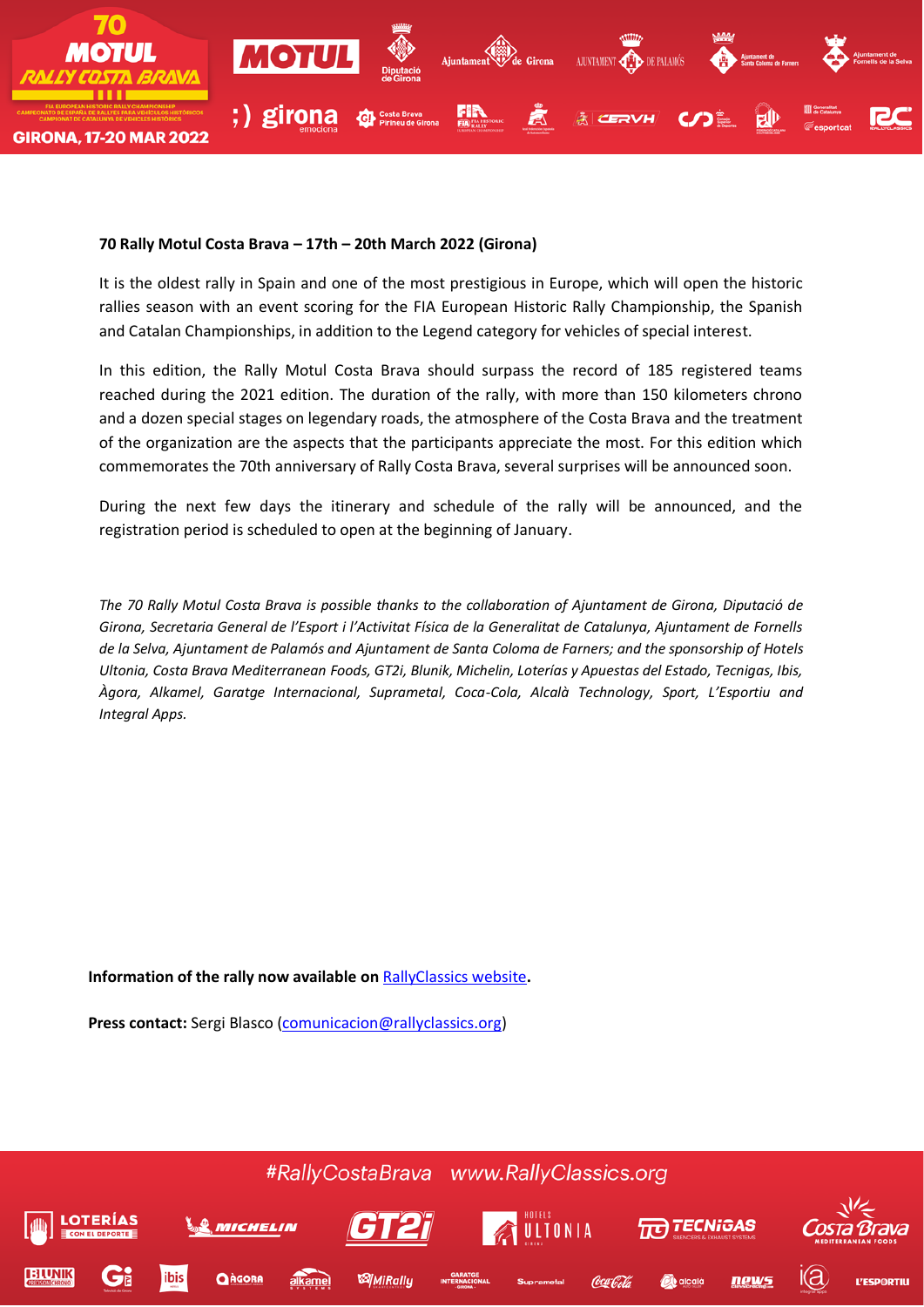**70 Rally Motul Costa Brava – 17th – 20th March 2022 (Girona)**

It is the oldest rally in Spain and one of the most prestigious in Europe, which will open the historic rallies season with an event scoring for the FIA European Historic Rally Championship, the Spanish and Catalan Championships, in addition to the Legend category for vehicles of special interest.

In this edition, the Rally Motul Costa Brava should surpass the record of 185 registered teams reached during the 2021 edition. The duration of the rally, with more than 150 kilometers chrono and a dozen special stages on legendary roads, the atmosphere of the Costa Brava and the treatment of the organization are the aspects that the participants appreciate the most. For this edition which commemorates the 70th anniversary of Rally Costa Brava, several surprises will be announced soon.

During the next few days the itinerary and schedule of the rally will be announced, and the registration period is scheduled to open at the beginning of January.

*The 70 Rally Motul Costa Brava is possible thanks to the collaboration of Ajuntament de Girona, Diputació de Girona, Secretaria General de l'Esport i l'Activitat Física de la Generalitat de Catalunya, Ajuntament de Fornells de la Selva, Ajuntament de Palamós and Ajuntament de Santa Coloma de Farners; and the sponsorship of Hotels Ultonia, Costa Brava Mediterranean Foods, GT2i, Blunik, Michelin, Loterías y Apuestas del Estado, Tecnigas, Ibis, Àgora, Alkamel, Garatge Internacional, Suprametal, Coca-Cola, Alcalà Technology, Sport, L'Esportiu and Integral Apps.*

**Information of the rally now available on** RallyClassics website**.**

**Press contact:** Sergi Blasco (comunicacion@rallyclassics.org)